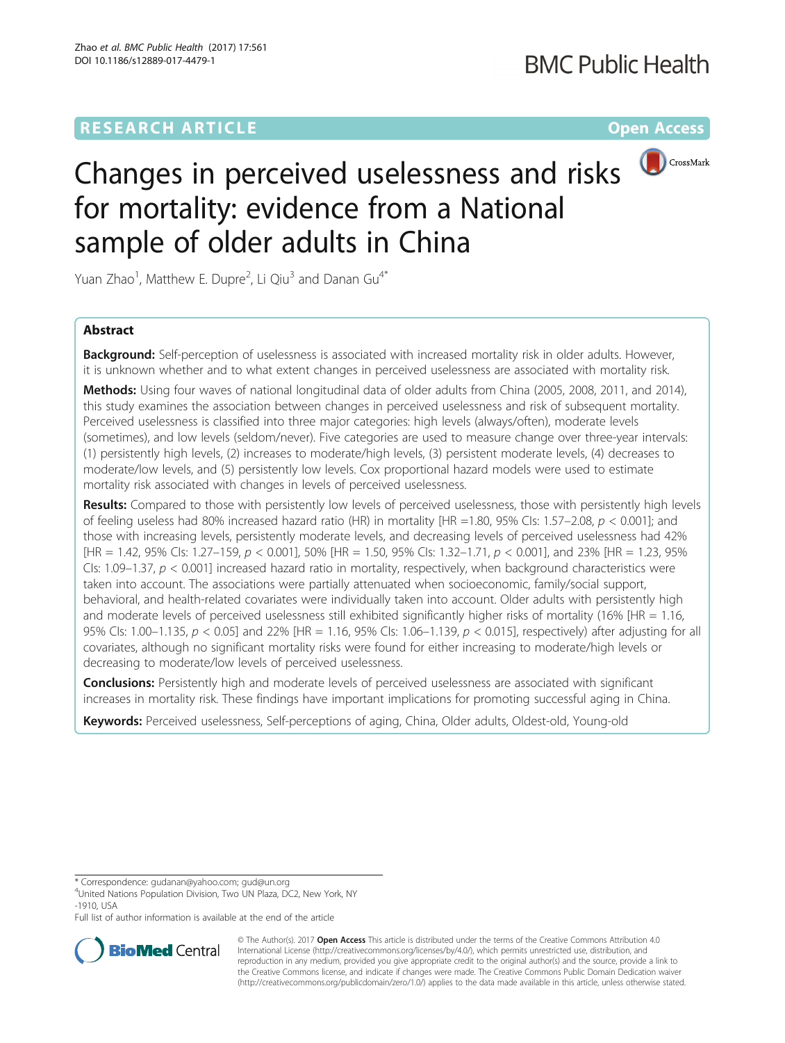RESEARCH ARTICLE

Open Access

# Changes in perceived uselessness and risks for mortality: evidence from a National sample of older adults in China

Yuan Zhao[1], Matthew E. Dupre[2], Li Qiu[3] and Danan Gu[4*]

## Abstract

**Background:** Self-perception of uselessness is associated with increased mortality risk in older adults. However, it is unknown whether and to what extent changes in perceived uselessness are associated with mortality risk.

**Methods:** Using four waves of national longitudinal data of older adults from China (2005, 2008, 2011, and 2014), this study examines the association between changes in perceived uselessness and risk of subsequent mortality. Perceived uselessness is classified into three major categories: high levels (always/often), moderate levels (sometimes), and low levels (seldom/never). Five categories are used to measure change over three-year intervals: (1) persistently high levels, (2) increases to moderate/high levels, (3) persistent moderate levels, (4) decreases to moderate/low levels, and (5) persistently low levels. Cox proportional hazard models were used to estimate mortality risk associated with changes in levels of perceived uselessness.

**Results:** Compared to those with persistently low levels of perceived uselessness, those with persistently high levels of feeling useless had 80% increased hazard ratio (HR) in mortality [HR =1.80, 95% CIs: 1.57–2.08, $p < 0.001$]; and those with increasing levels, persistently moderate levels, and decreasing levels of perceived uselessness had 42% [HR = 1.42, 95% CIs: 1.27–159, $p < 0.001$], 50% [HR = 1.50, 95% CIs: 1.32–1.71, $p < 0.001$], and 23% [HR = 1.23, 95% CIs: 1.09–1.37, $p < 0.001$] increased hazard ratio in mortality, respectively, when background characteristics were taken into account. The associations were partially attenuated when socioeconomic, family/social support, behavioral, and health-related covariates were individually taken into account. Older adults with persistently high and moderate levels of perceived uselessness still exhibited significantly higher risks of mortality (16% [HR = 1.16, 95% CIs: 1.00–1.135, $p < 0.05$] and 22% [HR = 1.16, 95% CIs: 1.06–1.139, $p < 0.015$], respectively) after adjusting for all covariates, although no significant mortality risks were found for either increasing to moderate/high levels or decreasing to moderate/low levels of perceived uselessness.

**Conclusions:** Persistently high and moderate levels of perceived uselessness are associated with significant increases in mortality risk. These findings have important implications for promoting successful aging in China.

**Keywords:** Perceived uselessness, Self-perceptions of aging, China, Older adults, Oldest-old, Young-old

---

\* Correspondence: gudanan@yahoo.com; gud@un.org

[4]United Nations Population Division, Two UN Plaza, DC2, New York, NY -1910, USA

Full list of author information is available at the end of the article

© The Author(s). 2017 **Open Access** This article is distributed under the terms of the Creative Commons Attribution 4.0 International License (http://creativecommons.org/licenses/by/4.0/), which permits unrestricted use, distribution, and reproduction in any medium, provided you give appropriate credit to the original author(s) and the source, provide a link to the Creative Commons license, and indicate if changes were made. The Creative Commons Public Domain Dedication waiver (http://creativecommons.org/publicdomain/zero/1.0/) applies to the data made available in this article, unless otherwise stated.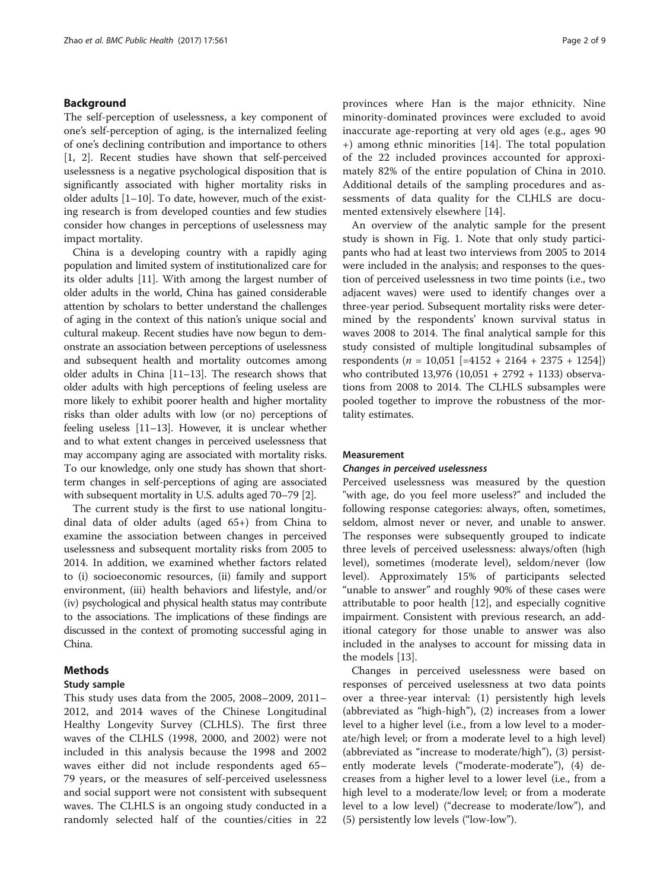## Background

The self-perception of uselessness, a key component of one's self-perception of aging, is the internalized feeling of one's declining contribution and importance to others [1, 2]. Recent studies have shown that self-perceived uselessness is a negative psychological disposition that is significantly associated with higher mortality risks in older adults [1–10]. To date, however, much of the existing research is from developed counties and few studies consider how changes in perceptions of uselessness may impact mortality.

China is a developing country with a rapidly aging population and limited system of institutionalized care for its older adults [11]. With among the largest number of older adults in the world, China has gained considerable attention by scholars to better understand the challenges of aging in the context of this nation's unique social and cultural makeup. Recent studies have now begun to demonstrate an association between perceptions of uselessness and subsequent health and mortality outcomes among older adults in China [11–13]. The research shows that older adults with high perceptions of feeling useless are more likely to exhibit poorer health and higher mortality risks than older adults with low (or no) perceptions of feeling useless [11–13]. However, it is unclear whether and to what extent changes in perceived uselessness that may accompany aging are associated with mortality risks. To our knowledge, only one study has shown that short-term changes in self-perceptions of aging are associated with subsequent mortality in U.S. adults aged 70–79 [2].

The current study is the first to use national longitudinal data of older adults (aged 65+) from China to examine the association between changes in perceived uselessness and subsequent mortality risks from 2005 to 2014. In addition, we examined whether factors related to (i) socioeconomic resources, (ii) family and support environment, (iii) health behaviors and lifestyle, and/or (iv) psychological and physical health status may contribute to the associations. The implications of these findings are discussed in the context of promoting successful aging in China.

## Methods

### Study sample

This study uses data from the 2005, 2008–2009, 2011–2012, and 2014 waves of the Chinese Longitudinal Healthy Longevity Survey (CLHLS). The first three waves of the CLHLS (1998, 2000, and 2002) were not included in this analysis because the 1998 and 2002 waves either did not include respondents aged 65–79 years, or the measures of self-perceived uselessness and social support were not consistent with subsequent waves. The CLHLS is an ongoing study conducted in a randomly selected half of the counties/cities in 22 provinces where Han is the major ethnicity. Nine minority-dominated provinces were excluded to avoid inaccurate age-reporting at very old ages (e.g., ages 90+) among ethnic minorities [14]. The total population of the 22 included provinces accounted for approximately 82% of the entire population of China in 2010. Additional details of the sampling procedures and assessments of data quality for the CLHLS are documented extensively elsewhere [14].

An overview of the analytic sample for the present study is shown in Fig. 1. Note that only study participants who had at least two interviews from 2005 to 2014 were included in the analysis; and responses to the question of perceived uselessness in two time points (i.e., two adjacent waves) were used to identify changes over a three-year period. Subsequent mortality risks were determined by the respondents' known survival status in waves 2008 to 2014. The final analytical sample for this study consisted of multiple longitudinal subsamples of respondents ($n$ = 10,051 [=4152 + 2164 + 2375 + 1254]) who contributed 13,976 (10,051 + 2792 + 1133) observations from 2008 to 2014. The CLHLS subsamples were pooled together to improve the robustness of the mortality estimates.

### Measurement

#### *Changes in perceived uselessness*

Perceived uselessness was measured by the question "with age, do you feel more useless?" and included the following response categories: always, often, sometimes, seldom, almost never or never, and unable to answer. The responses were subsequently grouped to indicate three levels of perceived uselessness: always/often (high level), sometimes (moderate level), seldom/never (low level). Approximately 15% of participants selected "unable to answer" and roughly 90% of these cases were attributable to poor health [12], and especially cognitive impairment. Consistent with previous research, an additional category for those unable to answer was also included in the analyses to account for missing data in the models [13].

Changes in perceived uselessness were based on responses of perceived uselessness at two data points over a three-year interval: (1) persistently high levels (abbreviated as "high-high"), (2) increases from a lower level to a higher level (i.e., from a low level to a moderate/high level; or from a moderate level to a high level) (abbreviated as "increase to moderate/high"), (3) persistently moderate levels ("moderate-moderate"), (4) decreases from a higher level to a lower level (i.e., from a high level to a moderate/low level; or from a moderate level to a low level) ("decrease to moderate/low"), and (5) persistently low levels ("low-low").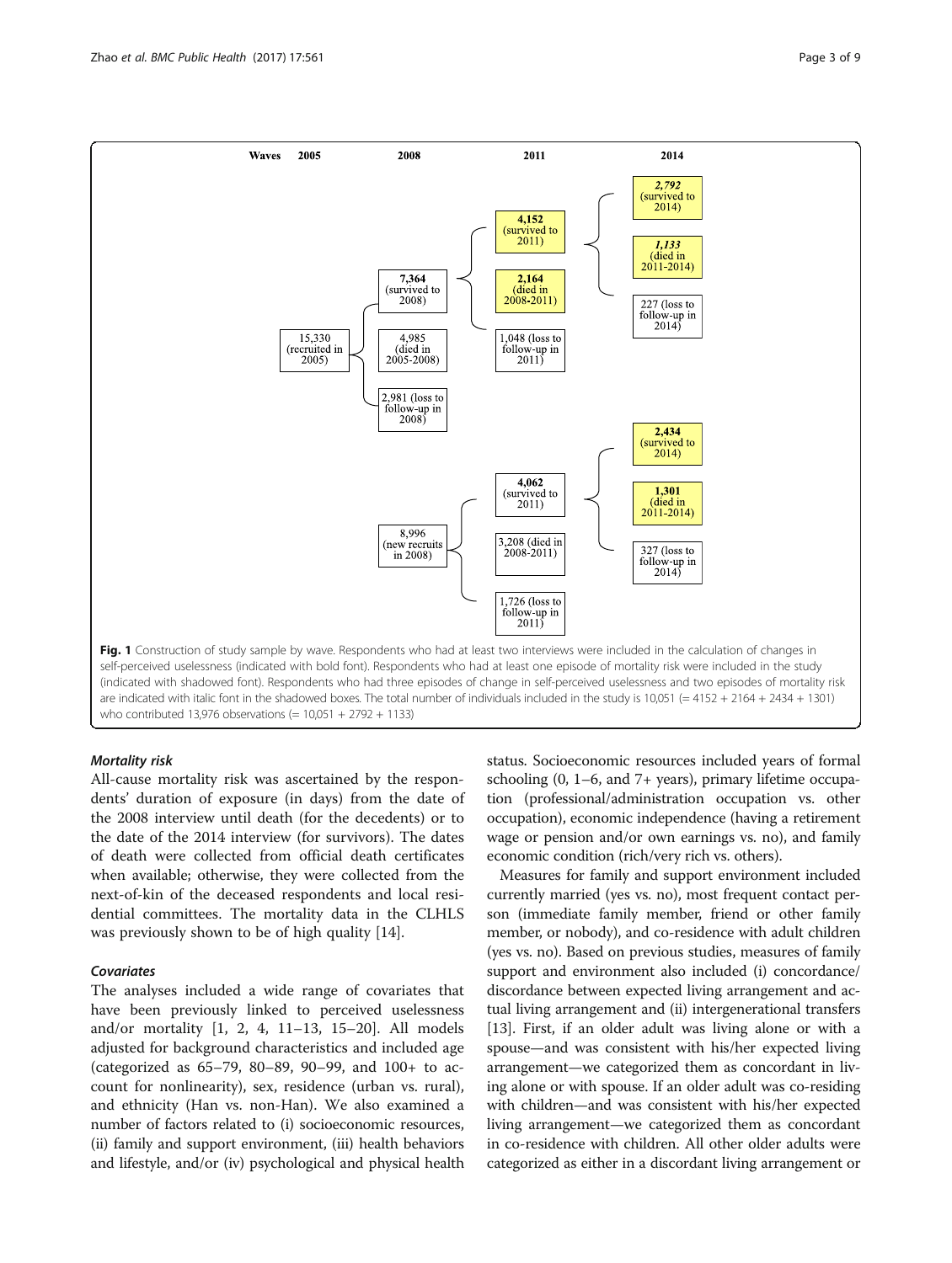| Waves | 2005 | 2008 | 2011 | 2014 |
|---|---|---|---|---|
| | 15,330 (recruited in 2005) | **7,364** (survived to 2008) | **4,152** (survived to 2011) | ***2,792*** (survived to 2014) |
| | | | | ***1,133*** (died in 2011-2014) |
| | | | | 227 (loss to follow-up in 2014) |
| | | | **2,164** (died in 2008-2011) | |
| | | | 1,048 (loss to follow-up in 2011) | |
| | | 4,985 (died in 2005-2008) | | |
| | | 2,981 (loss to follow-up in 2008) | | |
| | | 8,996 (new recruits in 2008) | **4,062** (survived to 2011) | **2,434** (survived to 2014) |
| | | | | **1,301** (died in 2011-2014) |
| | | | | 327 (loss to follow-up in 2014) |
| | | | 3,208 (died in 2008-2011) | |
| | | | 1,726 (loss to follow-up in 2011) | |

**Fig. 1** Construction of study sample by wave. Respondents who had at least two interviews were included in the calculation of changes in self-perceived uselessness (indicated with bold font). Respondents who had at least one episode of mortality risk were included in the study (indicated with shadowed font). Respondents who had three episodes of change in self-perceived uselessness and two episodes of mortality risk are indicated with italic font in the shadowed boxes. The total number of individuals included in the study is 10,051 (= 4152 + 2164 + 2434 + 1301) who contributed 13,976 observations (= 10,051 + 2792 + 1133)

### *Mortality risk*

All-cause mortality risk was ascertained by the respondents' duration of exposure (in days) from the date of the 2008 interview until death (for the decedents) or to the date of the 2014 interview (for survivors). The dates of death were collected from official death certificates when available; otherwise, they were collected from the next-of-kin of the deceased respondents and local residential committees. The mortality data in the CLHLS was previously shown to be of high quality [14].

### *Covariates*

The analyses included a wide range of covariates that have been previously linked to perceived uselessness and/or mortality [1, 2, 4, 11–13, 15–20]. All models adjusted for background characteristics and included age (categorized as 65–79, 80–89, 90–99, and 100+ to account for nonlinearity), sex, residence (urban vs. rural), and ethnicity (Han vs. non-Han). We also examined a number of factors related to (i) socioeconomic resources, (ii) family and support environment, (iii) health behaviors and lifestyle, and/or (iv) psychological and physical health status. Socioeconomic resources included years of formal schooling (0, 1–6, and 7+ years), primary lifetime occupation (professional/administration occupation vs. other occupation), economic independence (having a retirement wage or pension and/or own earnings vs. no), and family economic condition (rich/very rich vs. others).

Measures for family and support environment included currently married (yes vs. no), most frequent contact person (immediate family member, friend or other family member, or nobody), and co-residence with adult children (yes vs. no). Based on previous studies, measures of family support and environment also included (i) concordance/discordance between expected living arrangement and actual living arrangement and (ii) intergenerational transfers [13]. First, if an older adult was living alone or with a spouse—and was consistent with his/her expected living arrangement—we categorized them as concordant in living alone or with spouse. If an older adult was co-residing with children—and was consistent with his/her expected living arrangement—we categorized them as concordant in co-residence with children. All other older adults were categorized as either in a discordant living arrangement or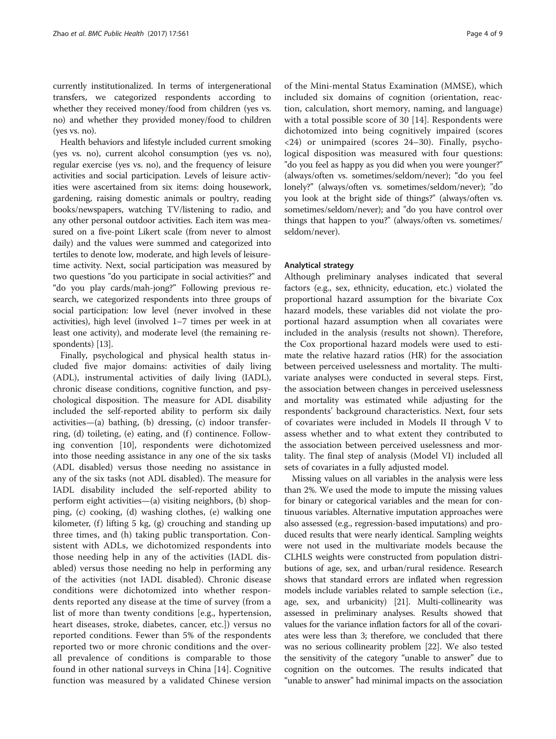currently institutionalized. In terms of intergenerational transfers, we categorized respondents according to whether they received money/food from children (yes vs. no) and whether they provided money/food to children (yes vs. no).

Health behaviors and lifestyle included current smoking (yes vs. no), current alcohol consumption (yes vs. no), regular exercise (yes vs. no), and the frequency of leisure activities and social participation. Levels of leisure activities were ascertained from six items: doing housework, gardening, raising domestic animals or poultry, reading books/newspapers, watching TV/listening to radio, and any other personal outdoor activities. Each item was measured on a five-point Likert scale (from never to almost daily) and the values were summed and categorized into tertiles to denote low, moderate, and high levels of leisure-time activity. Next, social participation was measured by two questions "do you participate in social activities?" and "do you play cards/mah-jong?" Following previous research, we categorized respondents into three groups of social participation: low level (never involved in these activities), high level (involved 1–7 times per week in at least one activity), and moderate level (the remaining respondents) [13].

Finally, psychological and physical health status included five major domains: activities of daily living (ADL), instrumental activities of daily living (IADL), chronic disease conditions, cognitive function, and psychological disposition. The measure for ADL disability included the self-reported ability to perform six daily activities—(a) bathing, (b) dressing, (c) indoor transferring, (d) toileting, (e) eating, and (f) continence. Following convention [10], respondents were dichotomized into those needing assistance in any one of the six tasks (ADL disabled) versus those needing no assistance in any of the six tasks (not ADL disabled). The measure for IADL disability included the self-reported ability to perform eight activities—(a) visiting neighbors, (b) shopping, (c) cooking, (d) washing clothes, (e) walking one kilometer, (f) lifting 5 kg, (g) crouching and standing up three times, and (h) taking public transportation. Consistent with ADLs, we dichotomized respondents into those needing help in any of the activities (IADL disabled) versus those needing no help in performing any of the activities (not IADL disabled). Chronic disease conditions were dichotomized into whether respondents reported any disease at the time of survey (from a list of more than twenty conditions [e.g., hypertension, heart diseases, stroke, diabetes, cancer, etc.]) versus no reported conditions. Fewer than 5% of the respondents reported two or more chronic conditions and the overall prevalence of conditions is comparable to those found in other national surveys in China [14]. Cognitive function was measured by a validated Chinese version of the Mini-mental Status Examination (MMSE), which included six domains of cognition (orientation, reaction, calculation, short memory, naming, and language) with a total possible score of 30 [14]. Respondents were dichotomized into being cognitively impaired (scores <24) or unimpaired (scores 24–30). Finally, psychological disposition was measured with four questions: "do you feel as happy as you did when you were younger?" (always/often vs. sometimes/seldom/never); "do you feel lonely?" (always/often vs. sometimes/seldom/never); "do you look at the bright side of things?" (always/often vs. sometimes/seldom/never); and "do you have control over things that happen to you?" (always/often vs. sometimes/seldom/never).

### Analytical strategy

Although preliminary analyses indicated that several factors (e.g., sex, ethnicity, education, etc.) violated the proportional hazard assumption for the bivariate Cox hazard models, these variables did not violate the proportional hazard assumption when all covariates were included in the analysis (results not shown). Therefore, the Cox proportional hazard models were used to estimate the relative hazard ratios (HR) for the association between perceived uselessness and mortality. The multivariate analyses were conducted in several steps. First, the association between changes in perceived uselessness and mortality was estimated while adjusting for the respondents' background characteristics. Next, four sets of covariates were included in Models II through V to assess whether and to what extent they contributed to the association between perceived uselessness and mortality. The final step of analysis (Model VI) included all sets of covariates in a fully adjusted model.

Missing values on all variables in the analysis were less than 2%. We used the mode to impute the missing values for binary or categorical variables and the mean for continuous variables. Alternative imputation approaches were also assessed (e.g., regression-based imputations) and produced results that were nearly identical. Sampling weights were not used in the multivariate models because the CLHLS weights were constructed from population distributions of age, sex, and urban/rural residence. Research shows that standard errors are inflated when regression models include variables related to sample selection (i.e., age, sex, and urbanicity) [21]. Multi-collinearity was assessed in preliminary analyses. Results showed that values for the variance inflation factors for all of the covariates were less than 3; therefore, we concluded that there was no serious collinearity problem [22]. We also tested the sensitivity of the category "unable to answer" due to cognition on the outcomes. The results indicated that "unable to answer" had minimal impacts on the association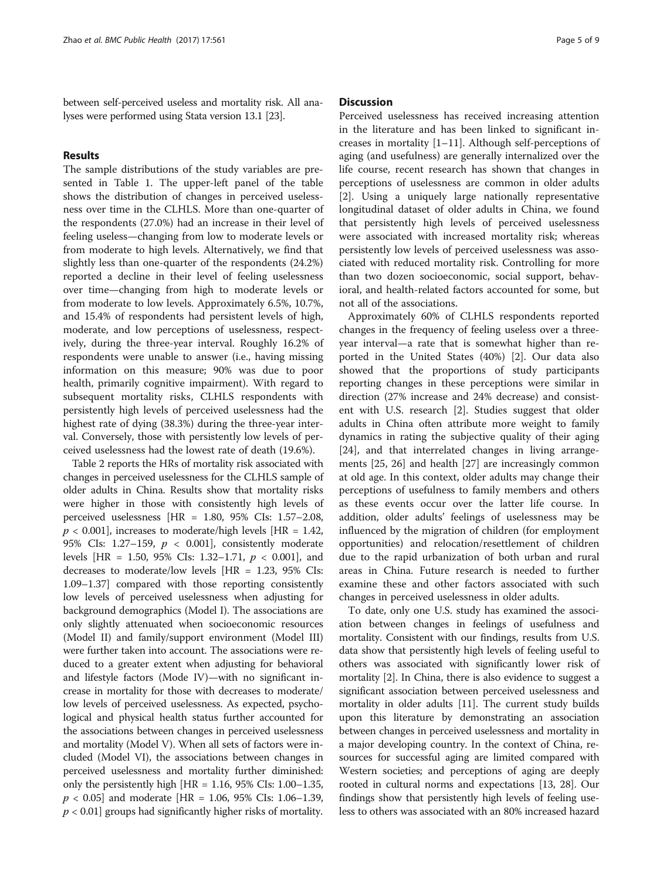between self-perceived useless and mortality risk. All analyses were performed using Stata version 13.1 [23].

## Results

The sample distributions of the study variables are presented in Table 1. The upper-left panel of the table shows the distribution of changes in perceived uselessness over time in the CLHLS. More than one-quarter of the respondents (27.0%) had an increase in their level of feeling useless—changing from low to moderate levels or from moderate to high levels. Alternatively, we find that slightly less than one-quarter of the respondents (24.2%) reported a decline in their level of feeling uselessness over time—changing from high to moderate levels or from moderate to low levels. Approximately 6.5%, 10.7%, and 15.4% of respondents had persistent levels of high, moderate, and low perceptions of uselessness, respectively, during the three-year interval. Roughly 16.2% of respondents were unable to answer (i.e., having missing information on this measure; 90% was due to poor health, primarily cognitive impairment). With regard to subsequent mortality risks, CLHLS respondents with persistently high levels of perceived uselessness had the highest rate of dying (38.3%) during the three-year interval. Conversely, those with persistently low levels of perceived uselessness had the lowest rate of death (19.6%).

Table 2 reports the HRs of mortality risk associated with changes in perceived uselessness for the CLHLS sample of older adults in China. Results show that mortality risks were higher in those with consistently high levels of perceived uselessness [HR = 1.80, 95% CIs: 1.57–2.08, $p < 0.001$], increases to moderate/high levels [HR = 1.42, 95% CIs: 1.27–159, $p < 0.001$], consistently moderate levels [HR = 1.50, 95% CIs: 1.32–1.71, $p < 0.001$], and decreases to moderate/low levels [HR = 1.23, 95% CIs: 1.09–1.37] compared with those reporting consistently low levels of perceived uselessness when adjusting for background demographics (Model I). The associations are only slightly attenuated when socioeconomic resources (Model II) and family/support environment (Model III) were further taken into account. The associations were reduced to a greater extent when adjusting for behavioral and lifestyle factors (Mode IV)—with no significant increase in mortality for those with decreases to moderate/low levels of perceived uselessness. As expected, psychological and physical health status further accounted for the associations between changes in perceived uselessness and mortality (Model V). When all sets of factors were included (Model VI), the associations between changes in perceived uselessness and mortality further diminished: only the persistently high [HR = 1.16, 95% CIs: 1.00–1.35, $p < 0.05$] and moderate [HR = 1.06, 95% CIs: 1.06–1.39, $p < 0.01$] groups had significantly higher risks of mortality.

## Discussion

Perceived uselessness has received increasing attention in the literature and has been linked to significant increases in mortality [1–11]. Although self-perceptions of aging (and usefulness) are generally internalized over the life course, recent research has shown that changes in perceptions of uselessness are common in older adults [2]. Using a uniquely large nationally representative longitudinal dataset of older adults in China, we found that persistently high levels of perceived uselessness were associated with increased mortality risk; whereas persistently low levels of perceived uselessness was associated with reduced mortality risk. Controlling for more than two dozen socioeconomic, social support, behavioral, and health-related factors accounted for some, but not all of the associations.

Approximately 60% of CLHLS respondents reported changes in the frequency of feeling useless over a three-year interval—a rate that is somewhat higher than reported in the United States (40%) [2]. Our data also showed that the proportions of study participants reporting changes in these perceptions were similar in direction (27% increase and 24% decrease) and consistent with U.S. research [2]. Studies suggest that older adults in China often attribute more weight to family dynamics in rating the subjective quality of their aging [24], and that interrelated changes in living arrangements [25, 26] and health [27] are increasingly common at old age. In this context, older adults may change their perceptions of usefulness to family members and others as these events occur over the latter life course. In addition, older adults' feelings of uselessness may be influenced by the migration of children (for employment opportunities) and relocation/resettlement of children due to the rapid urbanization of both urban and rural areas in China. Future research is needed to further examine these and other factors associated with such changes in perceived uselessness in older adults.

To date, only one U.S. study has examined the association between changes in feelings of usefulness and mortality. Consistent with our findings, results from U.S. data show that persistently high levels of feeling useful to others was associated with significantly lower risk of mortality [2]. In China, there is also evidence to suggest a significant association between perceived uselessness and mortality in older adults [11]. The current study builds upon this literature by demonstrating an association between changes in perceived uselessness and mortality in a major developing country. In the context of China, resources for successful aging are limited compared with Western societies; and perceptions of aging are deeply rooted in cultural norms and expectations [13, 28]. Our findings show that persistently high levels of feeling useless to others was associated with an 80% increased hazard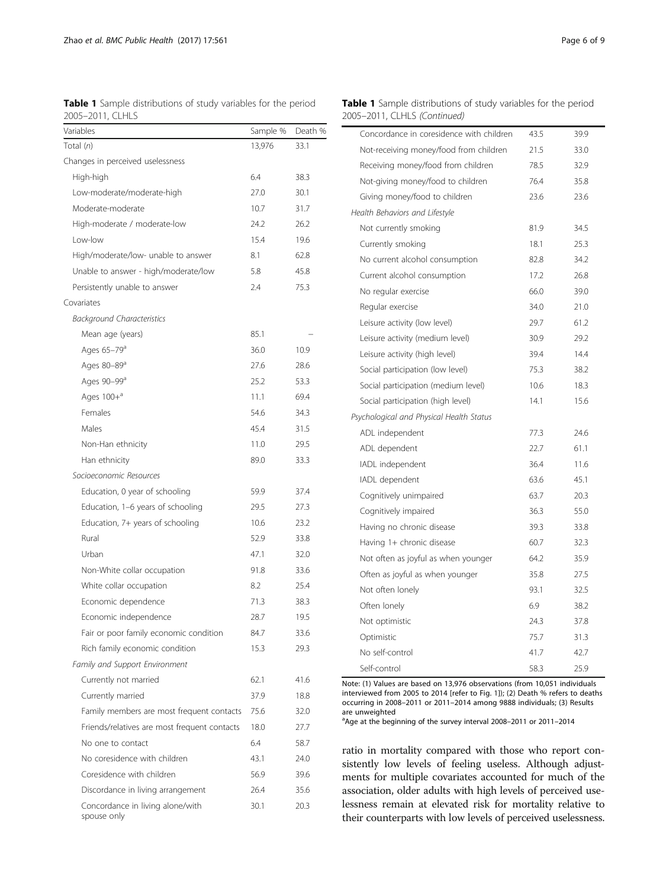**Table 1** Sample distributions of study variables for the period 2005–2011, CLHLS

| Variables | Sample % | Death % |
|---|---|---|
| Total (*n*) | 13,976 | 33.1 |
| Changes in perceived uselessness | | |
| High-high | 6.4 | 38.3 |
| Low-moderate/moderate-high | 27.0 | 30.1 |
| Moderate-moderate | 10.7 | 31.7 |
| High-moderate / moderate-low | 24.2 | 26.2 |
| Low-low | 15.4 | 19.6 |
| High/moderate/low- unable to answer | 8.1 | 62.8 |
| Unable to answer - high/moderate/low | 5.8 | 45.8 |
| Persistently unable to answer | 2.4 | 75.3 |
| Covariates | | |
| *Background Characteristics* | | |
| Mean age (years) | 85.1 | – |
| Ages 65–79[a] | 36.0 | 10.9 |
| Ages 80–89[a] | 27.6 | 28.6 |
| Ages 90–99[a] | 25.2 | 53.3 |
| Ages 100+[a] | 11.1 | 69.4 |
| Females | 54.6 | 34.3 |
| Males | 45.4 | 31.5 |
| Non-Han ethnicity | 11.0 | 29.5 |
| Han ethnicity | 89.0 | 33.3 |
| *Socioeconomic Resources* | | |
| Education, 0 year of schooling | 59.9 | 37.4 |
| Education, 1–6 years of schooling | 29.5 | 27.3 |
| Education, 7+ years of schooling | 10.6 | 23.2 |
| Rural | 52.9 | 33.8 |
| Urban | 47.1 | 32.0 |
| Non-White collar occupation | 91.8 | 33.6 |
| White collar occupation | 8.2 | 25.4 |
| Economic dependence | 71.3 | 38.3 |
| Economic independence | 28.7 | 19.5 |
| Fair or poor family economic condition | 84.7 | 33.6 |
| Rich family economic condition | 15.3 | 29.3 |
| *Family and Support Environment* | | |
| Currently not married | 62.1 | 41.6 |
| Currently married | 37.9 | 18.8 |
| Family members are most frequent contacts | 75.6 | 32.0 |
| Friends/relatives are most frequent contacts | 18.0 | 27.7 |
| No one to contact | 6.4 | 58.7 |
| No coresidence with children | 43.1 | 24.0 |
| Coresidence with children | 56.9 | 39.6 |
| Discordance in living arrangement | 26.4 | 35.6 |
| Concordance in living alone/with spouse only | 30.1 | 20.3 |
| Concordance in coresidence with children | 43.5 | 39.9 |
| Not-receiving money/food from children | 21.5 | 33.0 |
| Receiving money/food from children | 78.5 | 32.9 |
| Not-giving money/food to children | 76.4 | 35.8 |
| Giving money/food to children | 23.6 | 23.6 |
| *Health Behaviors and Lifestyle* | | |
| Not currently smoking | 81.9 | 34.5 |
| Currently smoking | 18.1 | 25.3 |
| No current alcohol consumption | 82.8 | 34.2 |
| Current alcohol consumption | 17.2 | 26.8 |
| No regular exercise | 66.0 | 39.0 |
| Regular exercise | 34.0 | 21.0 |
| Leisure activity (low level) | 29.7 | 61.2 |
| Leisure activity (medium level) | 30.9 | 29.2 |
| Leisure activity (high level) | 39.4 | 14.4 |
| Social participation (low level) | 75.3 | 38.2 |
| Social participation (medium level) | 10.6 | 18.3 |
| Social participation (high level) | 14.1 | 15.6 |
| *Psychological and Physical Health Status* | | |
| ADL independent | 77.3 | 24.6 |
| ADL dependent | 22.7 | 61.1 |
| IADL independent | 36.4 | 11.6 |
| IADL dependent | 63.6 | 45.1 |
| Cognitively unimpaired | 63.7 | 20.3 |
| Cognitively impaired | 36.3 | 55.0 |
| Having no chronic disease | 39.3 | 33.8 |
| Having 1+ chronic disease | 60.7 | 32.3 |
| Not often as joyful as when younger | 64.2 | 35.9 |
| Often as joyful as when younger | 35.8 | 27.5 |
| Not often lonely | 93.1 | 32.5 |
| Often lonely | 6.9 | 38.2 |
| Not optimistic | 24.3 | 37.8 |
| Optimistic | 75.7 | 31.3 |
| No self-control | 41.7 | 42.7 |
| Self-control | 58.3 | 25.9 |

Note: (1) Values are based on 13,976 observations (from 10,051 individuals interviewed from 2005 to 2014 [refer to Fig. 1]); (2) Death % refers to deaths occurring in 2008–2011 or 2011–2014 among 9888 individuals; (3) Results are unweighted

[a]Age at the beginning of the survey interval 2008–2011 or 2011–2014

ratio in mortality compared with those who report consistently low levels of feeling useless. Although adjustments for multiple covariates accounted for much of the association, older adults with high levels of perceived uselessness remain at elevated risk for mortality relative to their counterparts with low levels of perceived uselessness.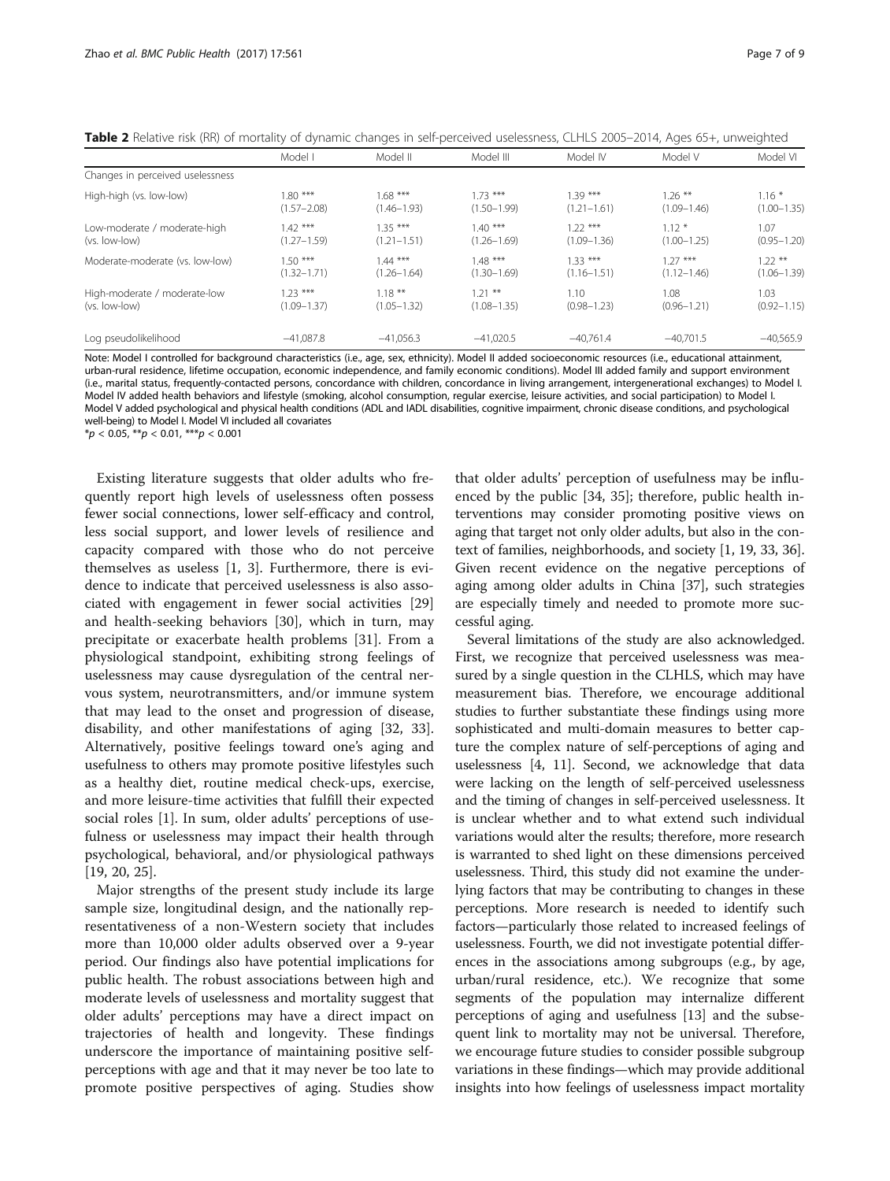**Table 2** Relative risk (RR) of mortality of dynamic changes in self-perceived uselessness, CLHLS 2005–2014, Ages 65+, unweighted

| | Model I | Model II | Model III | Model IV | Model V | Model VI |
|---|---|---|---|---|---|---|
| Changes in perceived uselessness | | | | | | |
| High-high (vs. low-low) | 1.80 *** (1.57–2.08) | 1.68 *** (1.46–1.93) | 1.73 *** (1.50–1.99) | 1.39 *** (1.21–1.61) | 1.26 ** (1.09–1.46) | 1.16 * (1.00–1.35) |
| Low-moderate / moderate-high (vs. low-low) | 1.42 *** (1.27–1.59) | 1.35 *** (1.21–1.51) | 1.40 *** (1.26–1.69) | 1.22 *** (1.09–1.36) | 1.12 * (1.00–1.25) | 1.07 (0.95–1.20) |
| Moderate-moderate (vs. low-low) | 1.50 *** (1.32–1.71) | 1.44 *** (1.26–1.64) | 1.48 *** (1.30–1.69) | 1.33 *** (1.16–1.51) | 1.27 *** (1.12–1.46) | 1.22 ** (1.06–1.39) |
| High-moderate / moderate-low (vs. low-low) | 1.23 *** (1.09–1.37) | 1.18 ** (1.05–1.32) | 1.21 ** (1.08–1.35) | 1.10 (0.98–1.23) | 1.08 (0.96–1.21) | 1.03 (0.92–1.15) |
| Log pseudolikelihood | −41,087.8 | −41,056.3 | −41,020.5 | −40,761.4 | −40,701.5 | −40,565.9 |

Note: Model I controlled for background characteristics (i.e., age, sex, ethnicity). Model II added socioeconomic resources (i.e., educational attainment, urban-rural residence, lifetime occupation, economic independence, and family economic conditions). Model III added family and support environment (i.e., marital status, frequently-contacted persons, concordance with children, concordance in living arrangement, intergenerational exchanges) to Model I. Model IV added health behaviors and lifestyle (smoking, alcohol consumption, regular exercise, leisure activities, and social participation) to Model I. Model V added psychological and physical health conditions (ADL and IADL disabilities, cognitive impairment, chronic disease conditions, and psychological well-being) to Model I. Model VI included all covariates

*$p < 0.05$, **$p < 0.01$, ***$p < 0.001$

Existing literature suggests that older adults who frequently report high levels of uselessness often possess fewer social connections, lower self-efficacy and control, less social support, and lower levels of resilience and capacity compared with those who do not perceive themselves as useless [1, 3]. Furthermore, there is evidence to indicate that perceived uselessness is also associated with engagement in fewer social activities [29] and health-seeking behaviors [30], which in turn, may precipitate or exacerbate health problems [31]. From a physiological standpoint, exhibiting strong feelings of uselessness may cause dysregulation of the central nervous system, neurotransmitters, and/or immune system that may lead to the onset and progression of disease, disability, and other manifestations of aging [32, 33]. Alternatively, positive feelings toward one's aging and usefulness to others may promote positive lifestyles such as a healthy diet, routine medical check-ups, exercise, and more leisure-time activities that fulfill their expected social roles [1]. In sum, older adults' perceptions of usefulness or uselessness may impact their health through psychological, behavioral, and/or physiological pathways [19, 20, 25].

Major strengths of the present study include its large sample size, longitudinal design, and the nationally representativeness of a non-Western society that includes more than 10,000 older adults observed over a 9-year period. Our findings also have potential implications for public health. The robust associations between high and moderate levels of uselessness and mortality suggest that older adults' perceptions may have a direct impact on trajectories of health and longevity. These findings underscore the importance of maintaining positive self-perceptions with age and that it may never be too late to promote positive perspectives of aging. Studies show that older adults' perception of usefulness may be influenced by the public [34, 35]; therefore, public health interventions may consider promoting positive views on aging that target not only older adults, but also in the context of families, neighborhoods, and society [1, 19, 33, 36]. Given recent evidence on the negative perceptions of aging among older adults in China [37], such strategies are especially timely and needed to promote more successful aging.

Several limitations of the study are also acknowledged. First, we recognize that perceived uselessness was measured by a single question in the CLHLS, which may have measurement bias. Therefore, we encourage additional studies to further substantiate these findings using more sophisticated and multi-domain measures to better capture the complex nature of self-perceptions of aging and uselessness [4, 11]. Second, we acknowledge that data were lacking on the length of self-perceived uselessness and the timing of changes in self-perceived uselessness. It is unclear whether and to what extend such individual variations would alter the results; therefore, more research is warranted to shed light on these dimensions perceived uselessness. Third, this study did not examine the underlying factors that may be contributing to changes in these perceptions. More research is needed to identify such factors—particularly those related to increased feelings of uselessness. Fourth, we did not investigate potential differences in the associations among subgroups (e.g., by age, urban/rural residence, etc.). We recognize that some segments of the population may internalize different perceptions of aging and usefulness [13] and the subsequent link to mortality may not be universal. Therefore, we encourage future studies to consider possible subgroup variations in these findings—which may provide additional insights into how feelings of uselessness impact mortality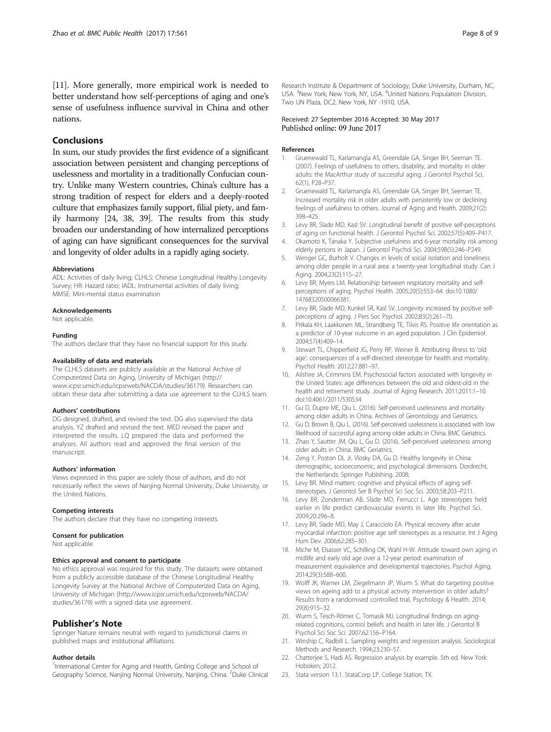[11]. More generally, more empirical work is needed to better understand how self-perceptions of aging and one's sense of usefulness influence survival in China and other nations.

## Conclusions

In sum, our study provides the first evidence of a significant association between persistent and changing perceptions of uselessness and mortality in a traditionally Confucian country. Unlike many Western countries, China's culture has a strong tradition of respect for elders and a deeply-rooted culture that emphasizes family support, filial piety, and family harmony [24, 38, 39]. The results from this study broaden our understanding of how internalized perceptions of aging can have significant consequences for the survival and longevity of older adults in a rapidly aging society.

#### Abbreviations

ADL: Activities of daily living; CLHLS: Chinese Longitudinal Healthy Longevity Survey; HR: Hazard ratio; IADL: Instrumental activities of daily living; MMSE: Mini-mental status examination

#### Acknowledgements

Not applicable.

#### Funding

The authors declare that they have no financial support for this study.

#### Availability of data and materials

The CLHLS datasets are publicly available at the National Archive of Computerized Data on Aging, University of Michigan (http://www.icpsr.umich.edu/icpsrweb/NACDA/studies/36179). Researchers can obtain these data after submitting a data use agreement to the CLHLS team.

#### Authors' contributions

DG designed, drafted, and revised the text. DG also supervised the data analysis. YZ drafted and revised the text. MED revised the paper and interpreted the results. LQ prepared the data and performed the analyses. All authors read and approved the final version of the manuscript.

#### Authors' information

Views expressed in this paper are solely those of authors, and do not necessarily reflect the views of Nanjing Normal University, Duke University, or the United Nations.

#### Competing interests

The authors declare that they have no competing interests.

#### Consent for publication

Not applicable.

#### Ethics approval and consent to participate

No ethics approval was required for this study. The datasets were obtained from a publicly accessible database of the Chinese Longitudinal Healthy Longevity Survey at the National Archive of Computerized Data on Aging, University of Michigan (http://www.icpsr.umich.edu/icpsrweb/NACDA/studies/36179) with a signed data use agreement.

## Publisher's Note

Springer Nature remains neutral with regard to jurisdictional claims in published maps and institutional affiliations.

#### Author details

[1]International Center for Aging and Health, Ginling College and School of Geography Science, Nanjing Normal University, Nanjing, China. [2]Duke Clinical Research Institute & Department of Sociology, Duke University, Durham, NC, USA. [3]New York, New York, NY, USA. [4]United Nations Population Division, Two UN Plaza, DC2, New York, NY -1910, USA.

Received: 27 September 2016 Accepted: 30 May 2017
Published online: 09 June 2017

#### References

1. Gruenewald TL, Karlamangla AS, Greendale GA, Singer BH, Seeman TE. (2007). Feelings of usefulness to others, disability, and mortality in older adults: the MacArthur study of successful aging. J Gerontol Psychol Sci, 62(1), P28–P37.
2. Gruenewald TL, Karlamangla AS, Greendale GA, Singer BH, Seeman TE. Increased mortality risk in older adults with persistently low or declining feelings of usefulness to others. Journal of Aging and Health. 2009;21(2): 398–425.
3. Levy BR, Slade MD, Kasl SV. Longitudinal benefit of positive self-perceptions of aging on functional health. J Gerontol Psychol Sci. 2002;57(5):409–P417.
4. Okamoto K, Tanaka Y. Subjective usefulness and 6-year mortality risk among elderly persons in Japan. J Gerontol Psychol Sci. 2004;59B(5):246–P249.
5. Wenger GC, Burholt V. Changes in levels of social isolation and loneliness among older people in a rural area: a twenty-year longitudinal study. Can J Aging. 2004;23(2):115–27.
6. Levy BR, Myers LM. Relationship between respiratory mortality and self-perceptions of aging. Psychol Health. 2005;20(5):553–64. doi:10.1080/14768320500066381.
7. Levy BR, Slade MD, Kunkel SR, Kasl SV. Longevity increased by positive self-perceptions of aging. J Pers Soc Psychol. 2002;83(2):261–70.
8. Pitkala KH, Laakkonen ML, Strandberg TE, Tilvis RS. Positive life orientation as a predictor of 10-year outcome in an aged population. J Clin Epidemiol. 2004;57(4):409–14.
9. Stewart TL, Chipperfield JG, Perry RP, Weiner B. Attributing illness to 'old age': consequences of a self-directed stereotype for health and mortality. Psychol Health. 2012;27:881–97.
10. Ailshire JA, Crimmins EM. Psychosocial factors associated with longevity in the United States: age differences between the old and oldest-old in the health and retirement study. Journal of Aging Research. 2011;2011:1–10. doi:10.4061/2011/530534.
11. Gu D, Dupre ME, Qiu L. (2016). Self-perceived uselessness and mortality among older adults in China. Archives of Gerontology and Geriatrics.
12. Gu D, Brown B, Qiu L. (2016). Self-perceived uselessness is associated with low likelihood of successful aging among older adults in China. BMC Geriatrics.
13. Zhao Y, Sautter JM, Qiu L, Gu D. (2016). Self-perceived uselessness among older adults in China. BMC Geriatrics.
14. Zeng Y, Poston DL Jr, Vlosky DA, Gu D. Healthy longevity in China: demographic, socioeconomic, and psychological dimensions. Dordrecht, the Netherlands: Springer Publishing. 2008;
15. Levy BR. Mind matters: cognitive and physical effects of aging self-stereotypes. J Gerontol Ser B Psychol Sci Soc Sci. 2003;58:203–P211.
16. Levy BR, Zonderman AB, Slade MD, Ferrucci L. Age stereotypes held earlier in life predict cardiovascular events in later life. Psychol Sci. 2009;20:296–8.
17. Levy BR, Slade MD, May J, Caracciolo EA. Physical recovery after acute myocardial infarction: positive age self stereotypes as a resource. Int J Aging Hum Dev. 2006;62:285–301.
18. Miche M, Elsasser VC, Schilling OK, Wahl H-W. Attitude toward own aging in midlife and early old age over a 12-year period: examination of measurement equivalence and developmental trajectories. Psychol Aging. 2014;29(3):588–600.
19. Wolff JK, Warner LM, Ziegelmann JP, Wurm S. What do targeting positive views on ageing add to a physical activity intervention in older adults? Results from a randomised controlled trial, Psychology & Health. 2014; 29(8):915–32.
20. Wurm S, Tesch-Römer C, Tomasik MJ. Longitudinal findings on aging-related cognitions, control beliefs and health in later life. J Gerontol B Psychol Sci Soc Sci. 2007;62:156–P164.
21. Winship C, Radbill L. Sampling weights and regression analysis. Sociological Methods and Research. 1994;23:230–57.
22. Chatterjee S, Hadi AS. Regression analysis by example. 5th ed. New York: Hoboken; 2012.
23. Stata version 13.1. StataCorp LP. College Station, TX.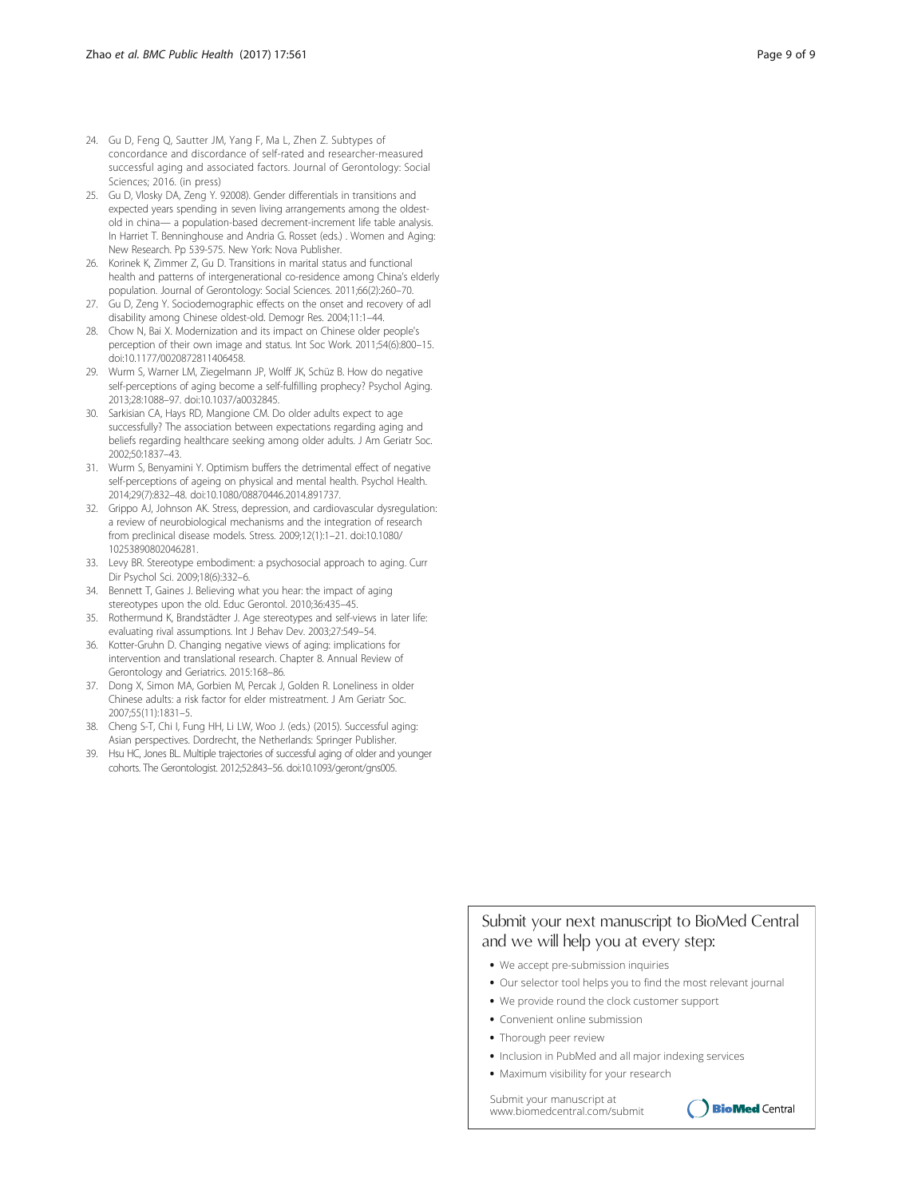24. Gu D, Feng Q, Sautter JM, Yang F, Ma L, Zhen Z. Subtypes of concordance and discordance of self-rated and researcher-measured successful aging and associated factors. Journal of Gerontology: Social Sciences; 2016. (in press)
25. Gu D, Vlosky DA, Zeng Y. 92008). Gender differentials in transitions and expected years spending in seven living arrangements among the oldest-old in china— a population-based decrement-increment life table analysis. In Harriet T. Benninghouse and Andria G. Rosset (eds.) . Women and Aging: New Research. Pp 539-575. New York: Nova Publisher.
26. Korinek K, Zimmer Z, Gu D. Transitions in marital status and functional health and patterns of intergenerational co-residence among China's elderly population. Journal of Gerontology: Social Sciences. 2011;66(2):260–70.
27. Gu D, Zeng Y. Sociodemographic effects on the onset and recovery of adl disability among Chinese oldest-old. Demogr Res. 2004;11:1–44.
28. Chow N, Bai X. Modernization and its impact on Chinese older people's perception of their own image and status. Int Soc Work. 2011;54(6):800–15. doi:10.1177/0020872811406458.
29. Wurm S, Warner LM, Ziegelmann JP, Wolff JK, Schüz B. How do negative self-perceptions of aging become a self-fulfilling prophecy? Psychol Aging. 2013;28:1088–97. doi:10.1037/a0032845.
30. Sarkisian CA, Hays RD, Mangione CM. Do older adults expect to age successfully? The association between expectations regarding aging and beliefs regarding healthcare seeking among older adults. J Am Geriatr Soc. 2002;50:1837–43.
31. Wurm S, Benyamini Y. Optimism buffers the detrimental effect of negative self-perceptions of ageing on physical and mental health. Psychol Health. 2014;29(7):832–48. doi:10.1080/08870446.2014.891737.
32. Grippo AJ, Johnson AK. Stress, depression, and cardiovascular dysregulation: a review of neurobiological mechanisms and the integration of research from preclinical disease models. Stress. 2009;12(1):1–21. doi:10.1080/10253890802046281.
33. Levy BR. Stereotype embodiment: a psychosocial approach to aging. Curr Dir Psychol Sci. 2009;18(6):332–6.
34. Bennett T, Gaines J. Believing what you hear: the impact of aging stereotypes upon the old. Educ Gerontol. 2010;36:435–45.
35. Rothermund K, Brandstädter J. Age stereotypes and self-views in later life: evaluating rival assumptions. Int J Behav Dev. 2003;27:549–54.
36. Kotter-Gruhn D. Changing negative views of aging: implications for intervention and translational research. Chapter 8. Annual Review of Gerontology and Geriatrics. 2015:168–86.
37. Dong X, Simon MA, Gorbien M, Percak J, Golden R. Loneliness in older Chinese adults: a risk factor for elder mistreatment. J Am Geriatr Soc. 2007;55(11):1831–5.
38. Cheng S-T, Chi I, Fung HH, Li LW, Woo J. (eds.) (2015). Successful aging: Asian perspectives. Dordrecht, the Netherlands: Springer Publisher.
39. Hsu HC, Jones BL. Multiple trajectories of successful aging of older and younger cohorts. The Gerontologist. 2012;52:843–56. doi:10.1093/geront/gns005.

Submit your next manuscript to BioMed Central and we will help you at every step:

- We accept pre-submission inquiries
- Our selector tool helps you to find the most relevant journal
- We provide round the clock customer support
- Convenient online submission
- Thorough peer review
- Inclusion in PubMed and all major indexing services
- Maximum visibility for your research

Submit your manuscript at www.biomedcentral.com/submit

BioMed Central